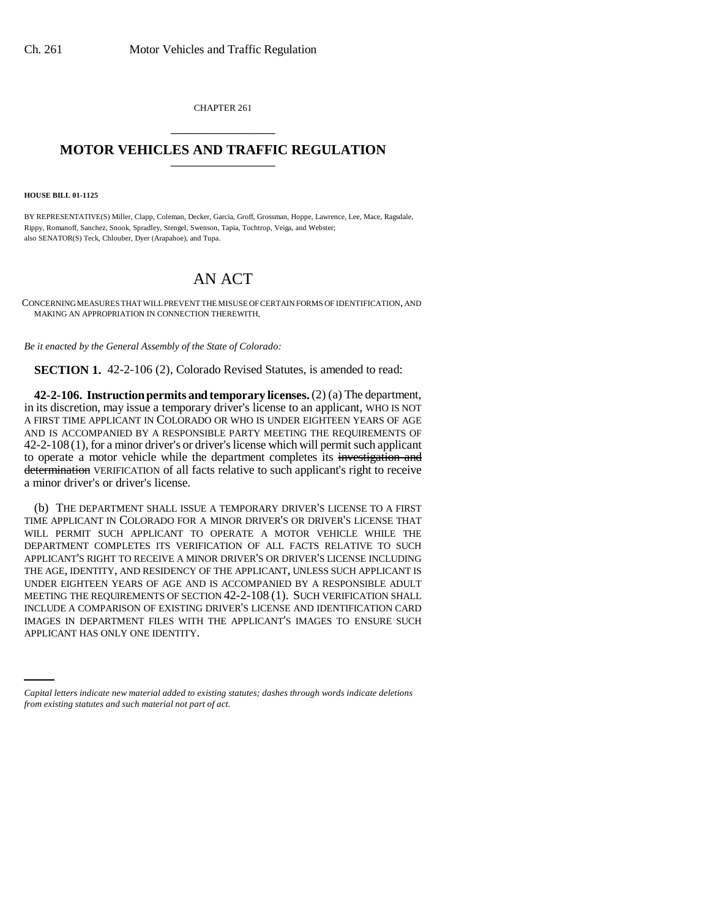CHAPTER 261

# MOTOR VEHICLES AND TRAFFIC REGULATION

**HOUSE BILL 01-1125**

BY REPRESENTATIVE(S) Miller, Clapp, Coleman, Decker, Garcia, Groff, Grossman, Hoppe, Lawrence, Lee, Mace, Ragsdale, Rippy, Romanoff, Sanchez, Snook, Spradley, Stengel, Swenson, Tapia, Tochtrop, Veiga, and Webster;
also SENATOR(S) Teck, Chlouber, Dyer (Arapahoe), and Tupa.

## AN ACT

CONCERNING MEASURES THAT WILL PREVENT THE MISUSE OF CERTAIN FORMS OF IDENTIFICATION, AND MAKING AN APPROPRIATION IN CONNECTION THEREWITH.

*Be it enacted by the General Assembly of the State of Colorado:*

**SECTION 1.** 42-2-106 (2), Colorado Revised Statutes, is amended to read:

**42-2-106. Instruction permits and temporary licenses.** (2) (a) The department, in its discretion, may issue a temporary driver's license to an applicant, WHO IS NOT A FIRST TIME APPLICANT IN COLORADO OR WHO IS UNDER EIGHTEEN YEARS OF AGE AND IS ACCOMPANIED BY A RESPONSIBLE PARTY MEETING THE REQUIREMENTS OF 42-2-108 (1), for a minor driver's or driver's license which will permit such applicant to operate a motor vehicle while the department completes its ~~investigation and determination~~ VERIFICATION of all facts relative to such applicant's right to receive a minor driver's or driver's license.

(b) THE DEPARTMENT SHALL ISSUE A TEMPORARY DRIVER'S LICENSE TO A FIRST TIME APPLICANT IN COLORADO FOR A MINOR DRIVER'S OR DRIVER'S LICENSE THAT WILL PERMIT SUCH APPLICANT TO OPERATE A MOTOR VEHICLE WHILE THE DEPARTMENT COMPLETES ITS VERIFICATION OF ALL FACTS RELATIVE TO SUCH APPLICANT'S RIGHT TO RECEIVE A MINOR DRIVER'S OR DRIVER'S LICENSE INCLUDING THE AGE, IDENTITY, AND RESIDENCY OF THE APPLICANT, UNLESS SUCH APPLICANT IS UNDER EIGHTEEN YEARS OF AGE AND IS ACCOMPANIED BY A RESPONSIBLE ADULT MEETING THE REQUIREMENTS OF SECTION 42-2-108 (1). SUCH VERIFICATION SHALL INCLUDE A COMPARISON OF EXISTING DRIVER'S LICENSE AND IDENTIFICATION CARD IMAGES IN DEPARTMENT FILES WITH THE APPLICANT'S IMAGES TO ENSURE SUCH APPLICANT HAS ONLY ONE IDENTITY.

*Capital letters indicate new material added to existing statutes; dashes through words indicate deletions from existing statutes and such material not part of act.*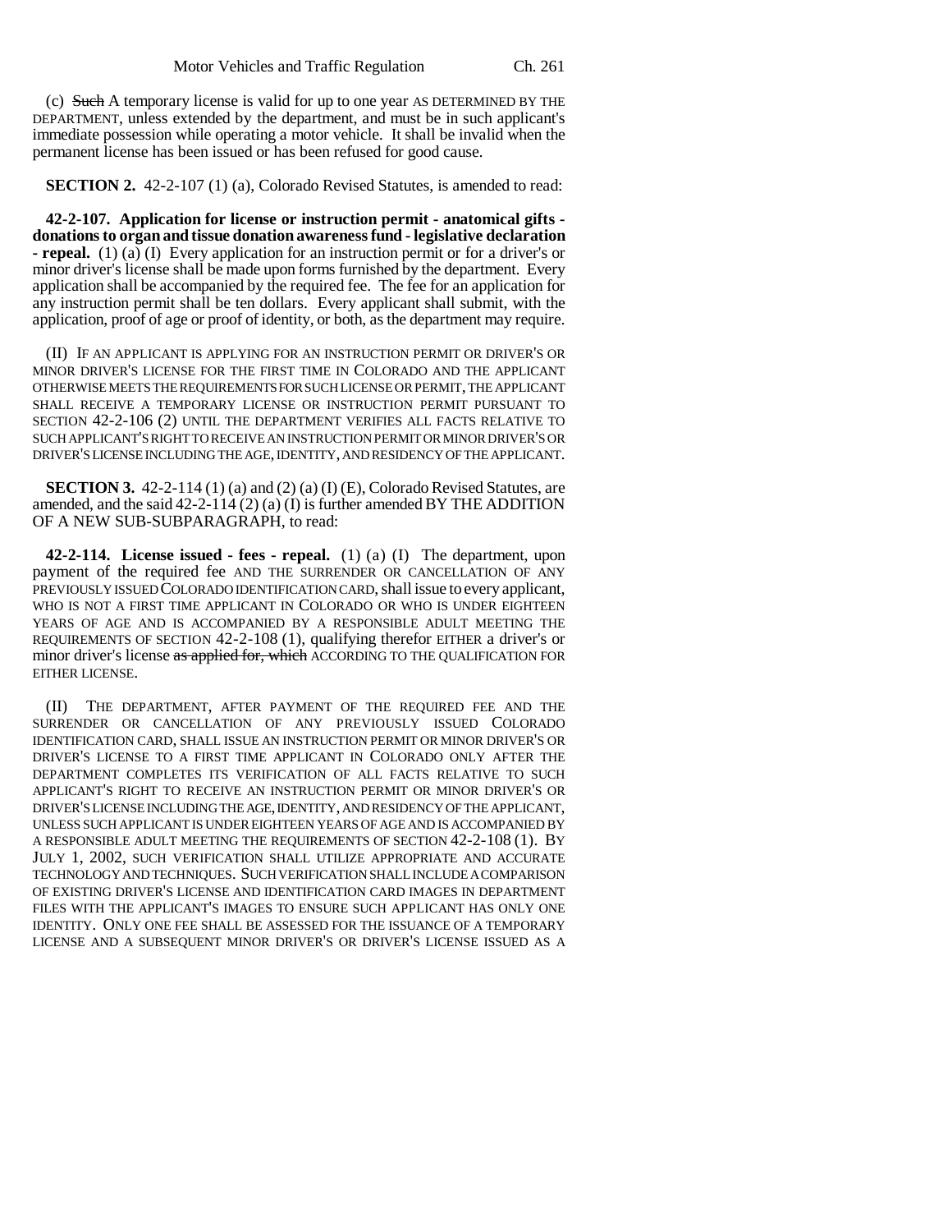(c) ~~Such~~ A temporary license is valid for up to one year AS DETERMINED BY THE DEPARTMENT, unless extended by the department, and must be in such applicant's immediate possession while operating a motor vehicle. It shall be invalid when the permanent license has been issued or has been refused for good cause.

**SECTION 2.** 42-2-107 (1) (a), Colorado Revised Statutes, is amended to read:

**42-2-107. Application for license or instruction permit - anatomical gifts - donations to organ and tissue donation awareness fund - legislative declaration - repeal.** (1) (a) (I) Every application for an instruction permit or for a driver's or minor driver's license shall be made upon forms furnished by the department. Every application shall be accompanied by the required fee. The fee for an application for any instruction permit shall be ten dollars. Every applicant shall submit, with the application, proof of age or proof of identity, or both, as the department may require.

(II) IF AN APPLICANT IS APPLYING FOR AN INSTRUCTION PERMIT OR DRIVER'S OR MINOR DRIVER'S LICENSE FOR THE FIRST TIME IN COLORADO AND THE APPLICANT OTHERWISE MEETS THE REQUIREMENTS FOR SUCH LICENSE OR PERMIT, THE APPLICANT SHALL RECEIVE A TEMPORARY LICENSE OR INSTRUCTION PERMIT PURSUANT TO SECTION 42-2-106 (2) UNTIL THE DEPARTMENT VERIFIES ALL FACTS RELATIVE TO SUCH APPLICANT'S RIGHT TO RECEIVE AN INSTRUCTION PERMIT OR MINOR DRIVER'S OR DRIVER'S LICENSE INCLUDING THE AGE, IDENTITY, AND RESIDENCY OF THE APPLICANT.

**SECTION 3.** 42-2-114 (1) (a) and (2) (a) (I) (E), Colorado Revised Statutes, are amended, and the said 42-2-114 (2) (a) (I) is further amended BY THE ADDITION OF A NEW SUB-SUBPARAGRAPH, to read:

**42-2-114. License issued - fees - repeal.** (1) (a) (I) The department, upon payment of the required fee AND THE SURRENDER OR CANCELLATION OF ANY PREVIOUSLY ISSUED COLORADO IDENTIFICATION CARD, shall issue to every applicant, WHO IS NOT A FIRST TIME APPLICANT IN COLORADO OR WHO IS UNDER EIGHTEEN YEARS OF AGE AND IS ACCOMPANIED BY A RESPONSIBLE ADULT MEETING THE REQUIREMENTS OF SECTION 42-2-108 (1), qualifying therefor EITHER a driver's or minor driver's license ~~as applied for, which~~ ACCORDING TO THE QUALIFICATION FOR EITHER LICENSE.

(II) THE DEPARTMENT, AFTER PAYMENT OF THE REQUIRED FEE AND THE SURRENDER OR CANCELLATION OF ANY PREVIOUSLY ISSUED COLORADO IDENTIFICATION CARD, SHALL ISSUE AN INSTRUCTION PERMIT OR MINOR DRIVER'S OR DRIVER'S LICENSE TO A FIRST TIME APPLICANT IN COLORADO ONLY AFTER THE DEPARTMENT COMPLETES ITS VERIFICATION OF ALL FACTS RELATIVE TO SUCH APPLICANT'S RIGHT TO RECEIVE AN INSTRUCTION PERMIT OR MINOR DRIVER'S OR DRIVER'S LICENSE INCLUDING THE AGE, IDENTITY, AND RESIDENCY OF THE APPLICANT, UNLESS SUCH APPLICANT IS UNDER EIGHTEEN YEARS OF AGE AND IS ACCOMPANIED BY A RESPONSIBLE ADULT MEETING THE REQUIREMENTS OF SECTION 42-2-108 (1). BY JULY 1, 2002, SUCH VERIFICATION SHALL UTILIZE APPROPRIATE AND ACCURATE TECHNOLOGY AND TECHNIQUES. SUCH VERIFICATION SHALL INCLUDE A COMPARISON OF EXISTING DRIVER'S LICENSE AND IDENTIFICATION CARD IMAGES IN DEPARTMENT FILES WITH THE APPLICANT'S IMAGES TO ENSURE SUCH APPLICANT HAS ONLY ONE IDENTITY. ONLY ONE FEE SHALL BE ASSESSED FOR THE ISSUANCE OF A TEMPORARY LICENSE AND A SUBSEQUENT MINOR DRIVER'S OR DRIVER'S LICENSE ISSUED AS A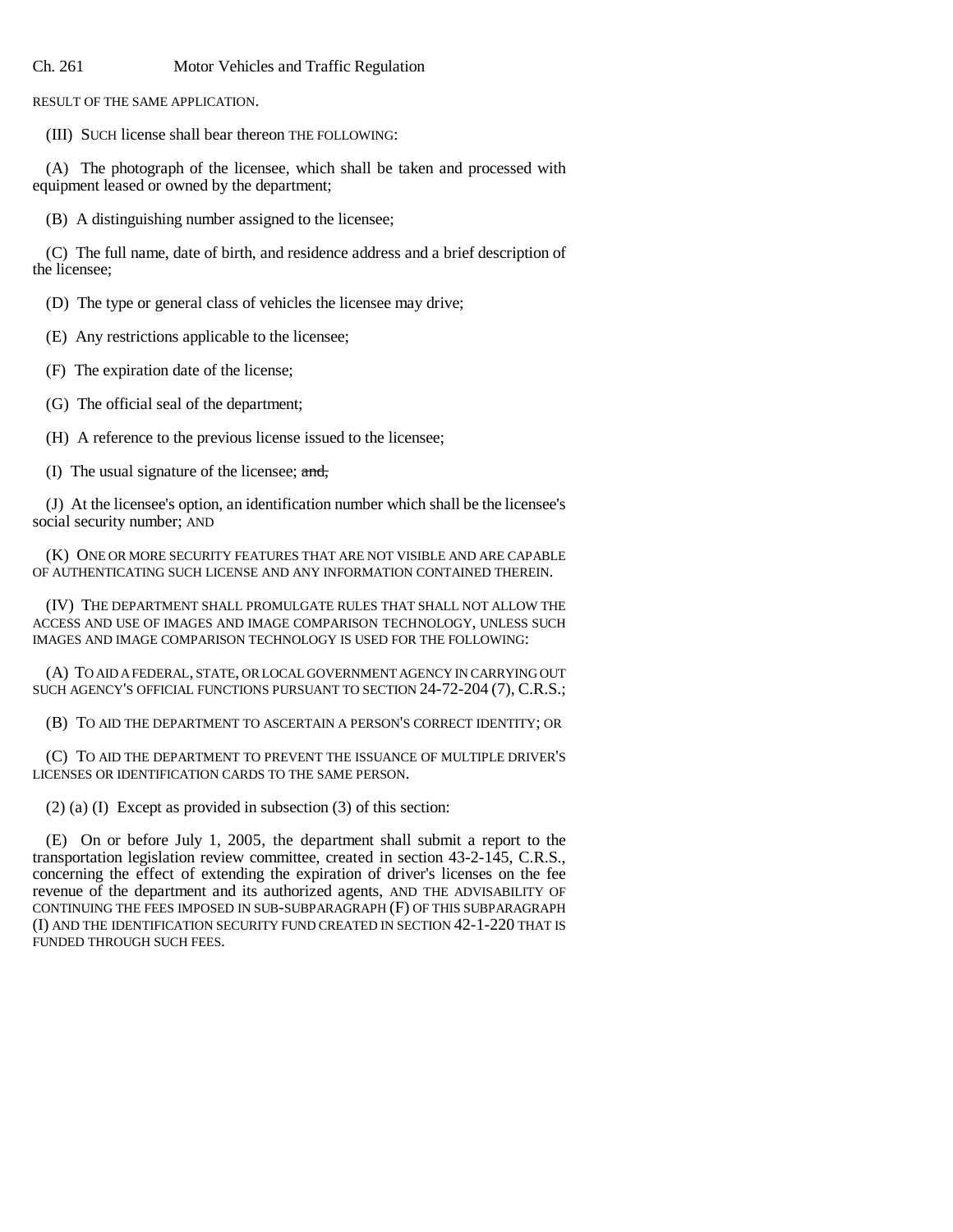RESULT OF THE SAME APPLICATION.

(III) SUCH license shall bear thereon THE FOLLOWING:

(A) The photograph of the licensee, which shall be taken and processed with equipment leased or owned by the department;

(B) A distinguishing number assigned to the licensee;

(C) The full name, date of birth, and residence address and a brief description of the licensee;

(D) The type or general class of vehicles the licensee may drive;

(E) Any restrictions applicable to the licensee;

(F) The expiration date of the license;

(G) The official seal of the department;

(H) A reference to the previous license issued to the licensee;

(I) The usual signature of the licensee; ~~and,~~

(J) At the licensee's option, an identification number which shall be the licensee's social security number; AND

(K) ONE OR MORE SECURITY FEATURES THAT ARE NOT VISIBLE AND ARE CAPABLE OF AUTHENTICATING SUCH LICENSE AND ANY INFORMATION CONTAINED THEREIN.

(IV) THE DEPARTMENT SHALL PROMULGATE RULES THAT SHALL NOT ALLOW THE ACCESS AND USE OF IMAGES AND IMAGE COMPARISON TECHNOLOGY, UNLESS SUCH IMAGES AND IMAGE COMPARISON TECHNOLOGY IS USED FOR THE FOLLOWING:

(A) TO AID A FEDERAL, STATE, OR LOCAL GOVERNMENT AGENCY IN CARRYING OUT SUCH AGENCY'S OFFICIAL FUNCTIONS PURSUANT TO SECTION 24-72-204 (7), C.R.S.;

(B) TO AID THE DEPARTMENT TO ASCERTAIN A PERSON'S CORRECT IDENTITY; OR

(C) TO AID THE DEPARTMENT TO PREVENT THE ISSUANCE OF MULTIPLE DRIVER'S LICENSES OR IDENTIFICATION CARDS TO THE SAME PERSON.

(2) (a) (I) Except as provided in subsection (3) of this section:

(E) On or before July 1, 2005, the department shall submit a report to the transportation legislation review committee, created in section 43-2-145, C.R.S., concerning the effect of extending the expiration of driver's licenses on the fee revenue of the department and its authorized agents, AND THE ADVISABILITY OF CONTINUING THE FEES IMPOSED IN SUB-SUBPARAGRAPH (F) OF THIS SUBPARAGRAPH (I) AND THE IDENTIFICATION SECURITY FUND CREATED IN SECTION 42-1-220 THAT IS FUNDED THROUGH SUCH FEES.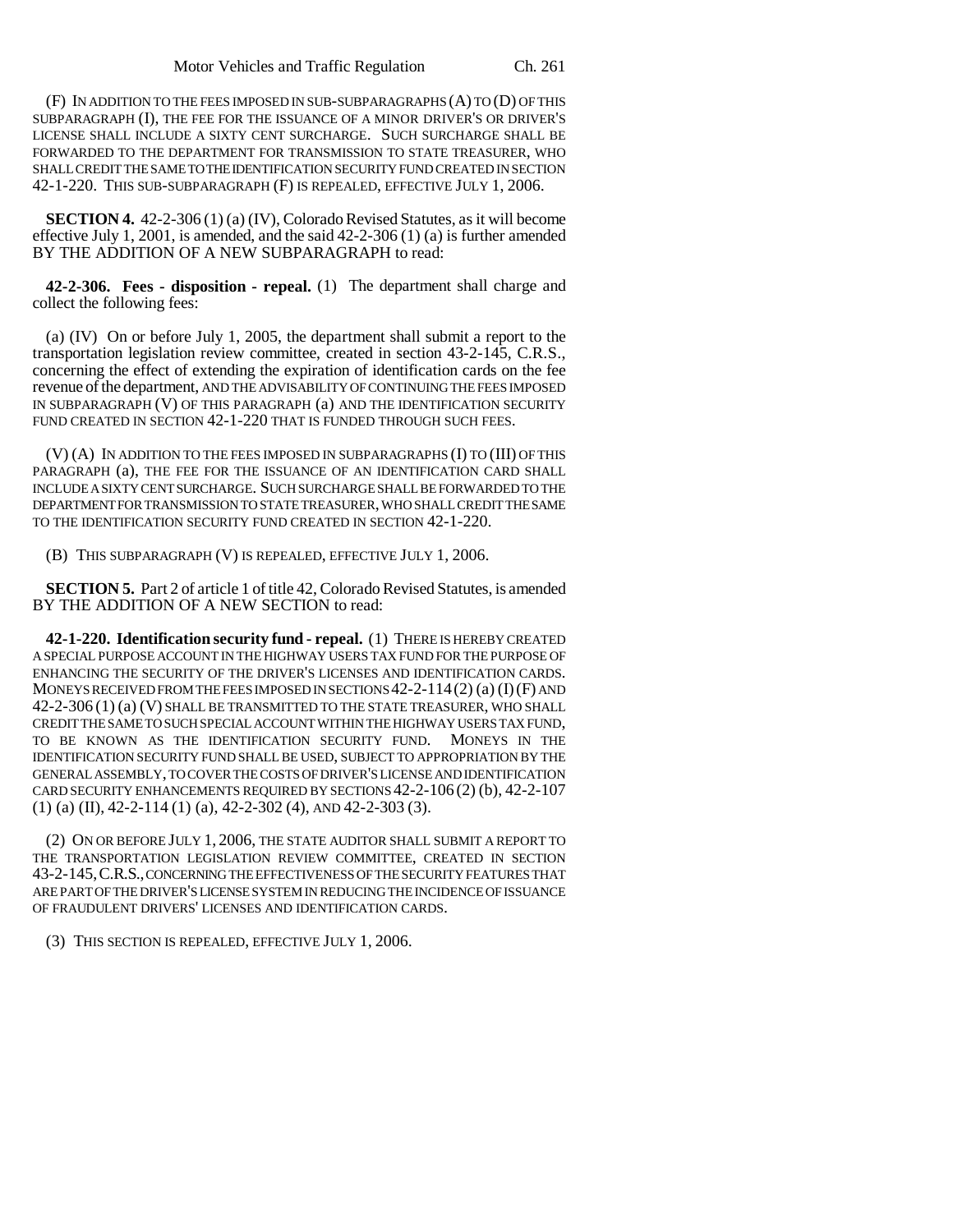(F) IN ADDITION TO THE FEES IMPOSED IN SUB-SUBPARAGRAPHS (A) TO (D) OF THIS SUBPARAGRAPH (I), THE FEE FOR THE ISSUANCE OF A MINOR DRIVER'S OR DRIVER'S LICENSE SHALL INCLUDE A SIXTY CENT SURCHARGE. SUCH SURCHARGE SHALL BE FORWARDED TO THE DEPARTMENT FOR TRANSMISSION TO STATE TREASURER, WHO SHALL CREDIT THE SAME TO THE IDENTIFICATION SECURITY FUND CREATED IN SECTION 42-1-220. THIS SUB-SUBPARAGRAPH (F) IS REPEALED, EFFECTIVE JULY 1, 2006.

**SECTION 4.** 42-2-306 (1) (a) (IV), Colorado Revised Statutes, as it will become effective July 1, 2001, is amended, and the said 42-2-306 (1) (a) is further amended BY THE ADDITION OF A NEW SUBPARAGRAPH to read:

**42-2-306. Fees - disposition - repeal.** (1) The department shall charge and collect the following fees:

(a) (IV) On or before July 1, 2005, the department shall submit a report to the transportation legislation review committee, created in section 43-2-145, C.R.S., concerning the effect of extending the expiration of identification cards on the fee revenue of the department, AND THE ADVISABILITY OF CONTINUING THE FEES IMPOSED IN SUBPARAGRAPH (V) OF THIS PARAGRAPH (a) AND THE IDENTIFICATION SECURITY FUND CREATED IN SECTION 42-1-220 THAT IS FUNDED THROUGH SUCH FEES.

(V) (A) IN ADDITION TO THE FEES IMPOSED IN SUBPARAGRAPHS (I) TO (III) OF THIS PARAGRAPH (a), THE FEE FOR THE ISSUANCE OF AN IDENTIFICATION CARD SHALL INCLUDE A SIXTY CENT SURCHARGE. SUCH SURCHARGE SHALL BE FORWARDED TO THE DEPARTMENT FOR TRANSMISSION TO STATE TREASURER, WHO SHALL CREDIT THE SAME TO THE IDENTIFICATION SECURITY FUND CREATED IN SECTION 42-1-220.

(B) THIS SUBPARAGRAPH (V) IS REPEALED, EFFECTIVE JULY 1, 2006.

**SECTION 5.** Part 2 of article 1 of title 42, Colorado Revised Statutes, is amended BY THE ADDITION OF A NEW SECTION to read:

**42-1-220. Identification security fund - repeal.** (1) THERE IS HEREBY CREATED A SPECIAL PURPOSE ACCOUNT IN THE HIGHWAY USERS TAX FUND FOR THE PURPOSE OF ENHANCING THE SECURITY OF THE DRIVER'S LICENSES AND IDENTIFICATION CARDS. MONEYS RECEIVED FROM THE FEES IMPOSED IN SECTIONS 42-2-114 (2) (a) (I) (F) AND 42-2-306 (1) (a) (V) SHALL BE TRANSMITTED TO THE STATE TREASURER, WHO SHALL CREDIT THE SAME TO SUCH SPECIAL ACCOUNT WITHIN THE HIGHWAY USERS TAX FUND, TO BE KNOWN AS THE IDENTIFICATION SECURITY FUND. MONEYS IN THE IDENTIFICATION SECURITY FUND SHALL BE USED, SUBJECT TO APPROPRIATION BY THE GENERAL ASSEMBLY, TO COVER THE COSTS OF DRIVER'S LICENSE AND IDENTIFICATION CARD SECURITY ENHANCEMENTS REQUIRED BY SECTIONS 42-2-106 (2) (b), 42-2-107 (1) (a) (II), 42-2-114 (1) (a), 42-2-302 (4), AND 42-2-303 (3).

(2) ON OR BEFORE JULY 1, 2006, THE STATE AUDITOR SHALL SUBMIT A REPORT TO THE TRANSPORTATION LEGISLATION REVIEW COMMITTEE, CREATED IN SECTION 43-2-145, C.R.S., CONCERNING THE EFFECTIVENESS OF THE SECURITY FEATURES THAT ARE PART OF THE DRIVER'S LICENSE SYSTEM IN REDUCING THE INCIDENCE OF ISSUANCE OF FRAUDULENT DRIVERS' LICENSES AND IDENTIFICATION CARDS.

(3) THIS SECTION IS REPEALED, EFFECTIVE JULY 1, 2006.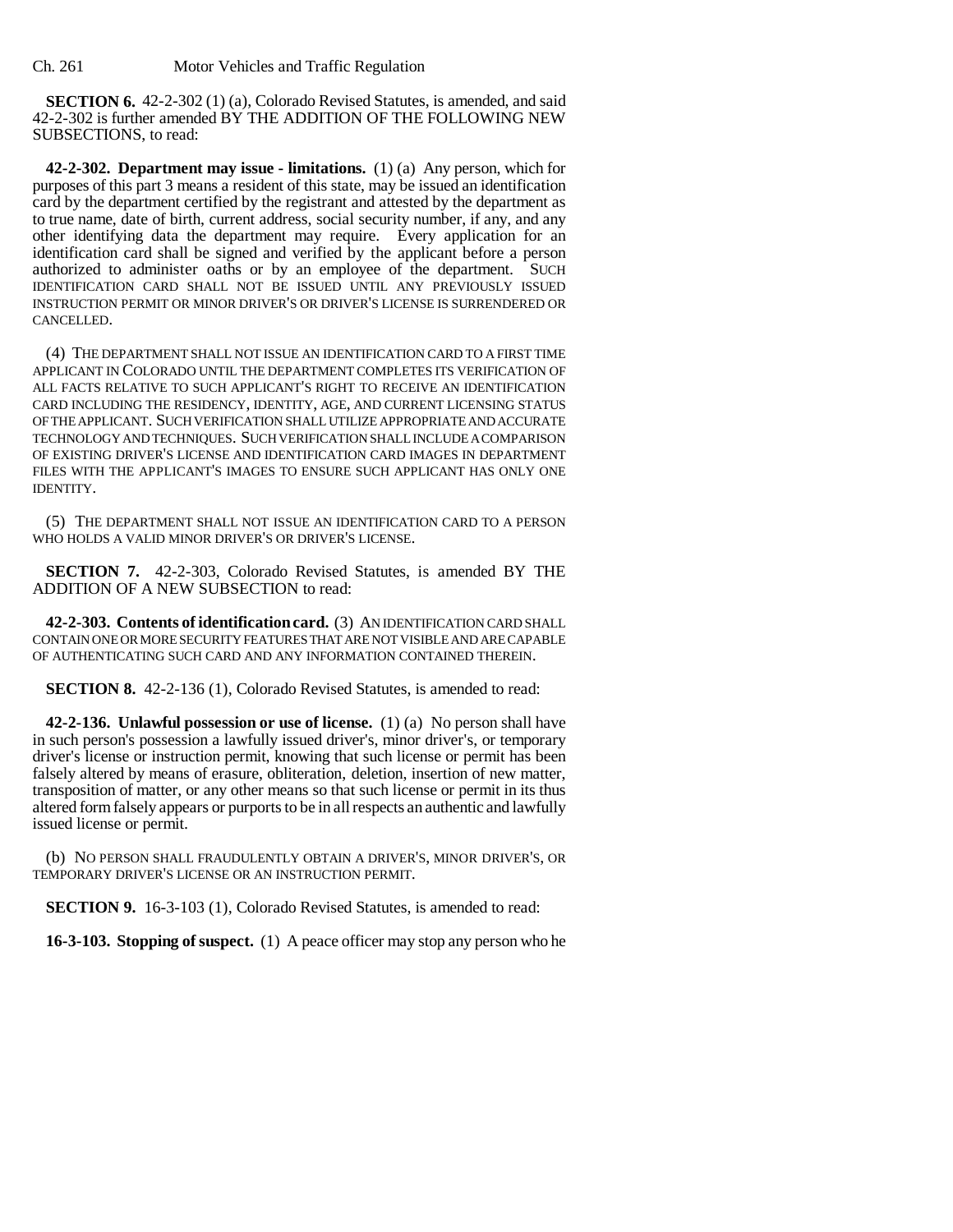**SECTION 6.** 42-2-302 (1) (a), Colorado Revised Statutes, is amended, and said 42-2-302 is further amended BY THE ADDITION OF THE FOLLOWING NEW SUBSECTIONS, to read:

**42-2-302. Department may issue - limitations.** (1) (a) Any person, which for purposes of this part 3 means a resident of this state, may be issued an identification card by the department certified by the registrant and attested by the department as to true name, date of birth, current address, social security number, if any, and any other identifying data the department may require. Every application for an identification card shall be signed and verified by the applicant before a person authorized to administer oaths or by an employee of the department. SUCH IDENTIFICATION CARD SHALL NOT BE ISSUED UNTIL ANY PREVIOUSLY ISSUED INSTRUCTION PERMIT OR MINOR DRIVER'S OR DRIVER'S LICENSE IS SURRENDERED OR CANCELLED.

(4) THE DEPARTMENT SHALL NOT ISSUE AN IDENTIFICATION CARD TO A FIRST TIME APPLICANT IN COLORADO UNTIL THE DEPARTMENT COMPLETES ITS VERIFICATION OF ALL FACTS RELATIVE TO SUCH APPLICANT'S RIGHT TO RECEIVE AN IDENTIFICATION CARD INCLUDING THE RESIDENCY, IDENTITY, AGE, AND CURRENT LICENSING STATUS OF THE APPLICANT. SUCH VERIFICATION SHALL UTILIZE APPROPRIATE AND ACCURATE TECHNOLOGY AND TECHNIQUES. SUCH VERIFICATION SHALL INCLUDE A COMPARISON OF EXISTING DRIVER'S LICENSE AND IDENTIFICATION CARD IMAGES IN DEPARTMENT FILES WITH THE APPLICANT'S IMAGES TO ENSURE SUCH APPLICANT HAS ONLY ONE IDENTITY.

(5) THE DEPARTMENT SHALL NOT ISSUE AN IDENTIFICATION CARD TO A PERSON WHO HOLDS A VALID MINOR DRIVER'S OR DRIVER'S LICENSE.

**SECTION 7.** 42-2-303, Colorado Revised Statutes, is amended BY THE ADDITION OF A NEW SUBSECTION to read:

**42-2-303. Contents of identification card.** (3) AN IDENTIFICATION CARD SHALL CONTAIN ONE OR MORE SECURITY FEATURES THAT ARE NOT VISIBLE AND ARE CAPABLE OF AUTHENTICATING SUCH CARD AND ANY INFORMATION CONTAINED THEREIN.

**SECTION 8.** 42-2-136 (1), Colorado Revised Statutes, is amended to read:

**42-2-136. Unlawful possession or use of license.** (1) (a) No person shall have in such person's possession a lawfully issued driver's, minor driver's, or temporary driver's license or instruction permit, knowing that such license or permit has been falsely altered by means of erasure, obliteration, deletion, insertion of new matter, transposition of matter, or any other means so that such license or permit in its thus altered form falsely appears or purports to be in all respects an authentic and lawfully issued license or permit.

(b) NO PERSON SHALL FRAUDULENTLY OBTAIN A DRIVER'S, MINOR DRIVER'S, OR TEMPORARY DRIVER'S LICENSE OR AN INSTRUCTION PERMIT.

**SECTION 9.** 16-3-103 (1), Colorado Revised Statutes, is amended to read:

**16-3-103. Stopping of suspect.** (1) A peace officer may stop any person who he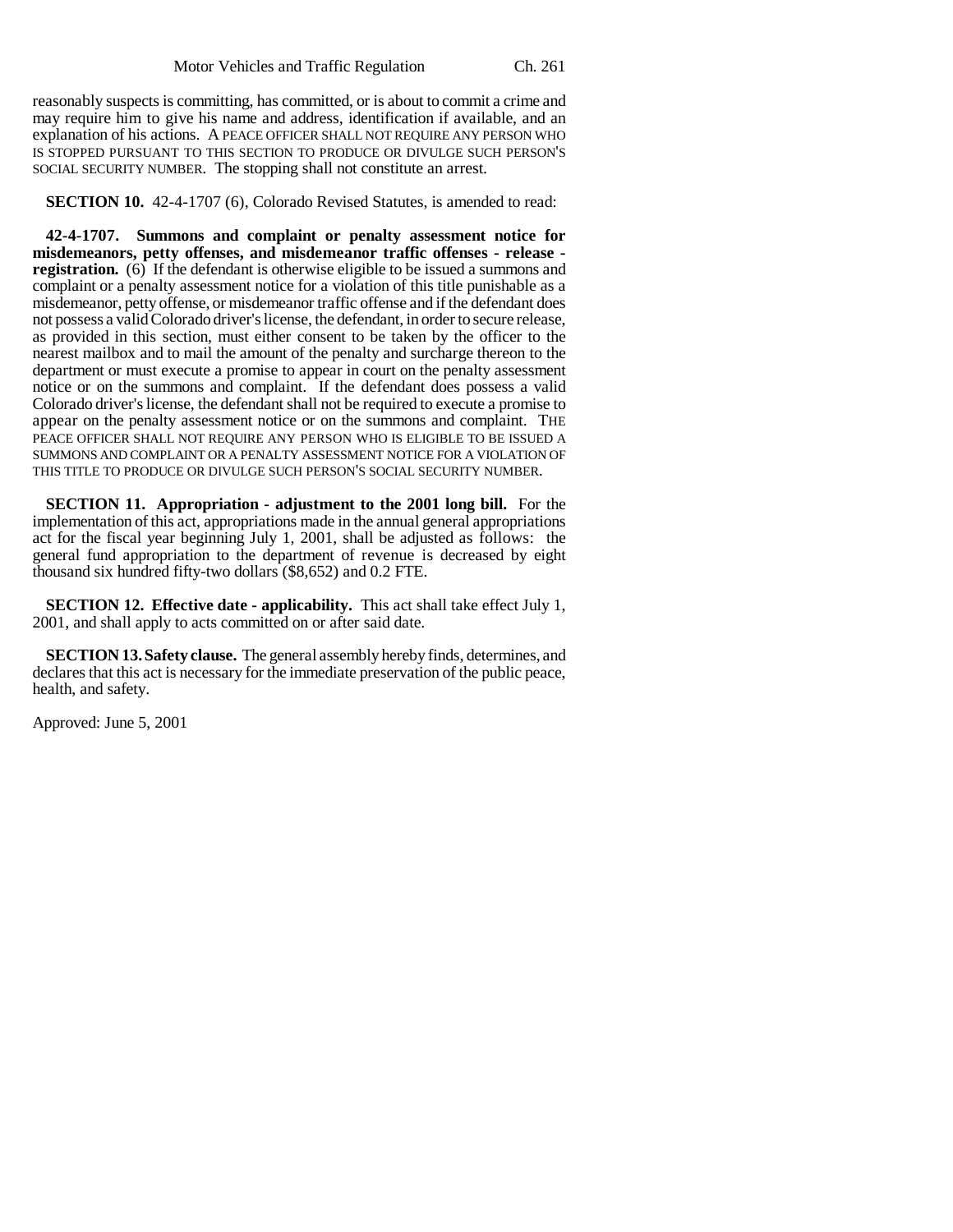reasonably suspects is committing, has committed, or is about to commit a crime and may require him to give his name and address, identification if available, and an explanation of his actions. A PEACE OFFICER SHALL NOT REQUIRE ANY PERSON WHO IS STOPPED PURSUANT TO THIS SECTION TO PRODUCE OR DIVULGE SUCH PERSON'S SOCIAL SECURITY NUMBER. The stopping shall not constitute an arrest.

**SECTION 10.** 42-4-1707 (6), Colorado Revised Statutes, is amended to read:

**42-4-1707. Summons and complaint or penalty assessment notice for misdemeanors, petty offenses, and misdemeanor traffic offenses - release - registration.** (6) If the defendant is otherwise eligible to be issued a summons and complaint or a penalty assessment notice for a violation of this title punishable as a misdemeanor, petty offense, or misdemeanor traffic offense and if the defendant does not possess a valid Colorado driver's license, the defendant, in order to secure release, as provided in this section, must either consent to be taken by the officer to the nearest mailbox and to mail the amount of the penalty and surcharge thereon to the department or must execute a promise to appear in court on the penalty assessment notice or on the summons and complaint. If the defendant does possess a valid Colorado driver's license, the defendant shall not be required to execute a promise to appear on the penalty assessment notice or on the summons and complaint. THE PEACE OFFICER SHALL NOT REQUIRE ANY PERSON WHO IS ELIGIBLE TO BE ISSUED A SUMMONS AND COMPLAINT OR A PENALTY ASSESSMENT NOTICE FOR A VIOLATION OF THIS TITLE TO PRODUCE OR DIVULGE SUCH PERSON'S SOCIAL SECURITY NUMBER.

**SECTION 11. Appropriation - adjustment to the 2001 long bill.** For the implementation of this act, appropriations made in the annual general appropriations act for the fiscal year beginning July 1, 2001, shall be adjusted as follows: the general fund appropriation to the department of revenue is decreased by eight thousand six hundred fifty-two dollars ($8,652) and 0.2 FTE.

**SECTION 12. Effective date - applicability.** This act shall take effect July 1, 2001, and shall apply to acts committed on or after said date.

**SECTION 13. Safety clause.** The general assembly hereby finds, determines, and declares that this act is necessary for the immediate preservation of the public peace, health, and safety.

Approved: June 5, 2001